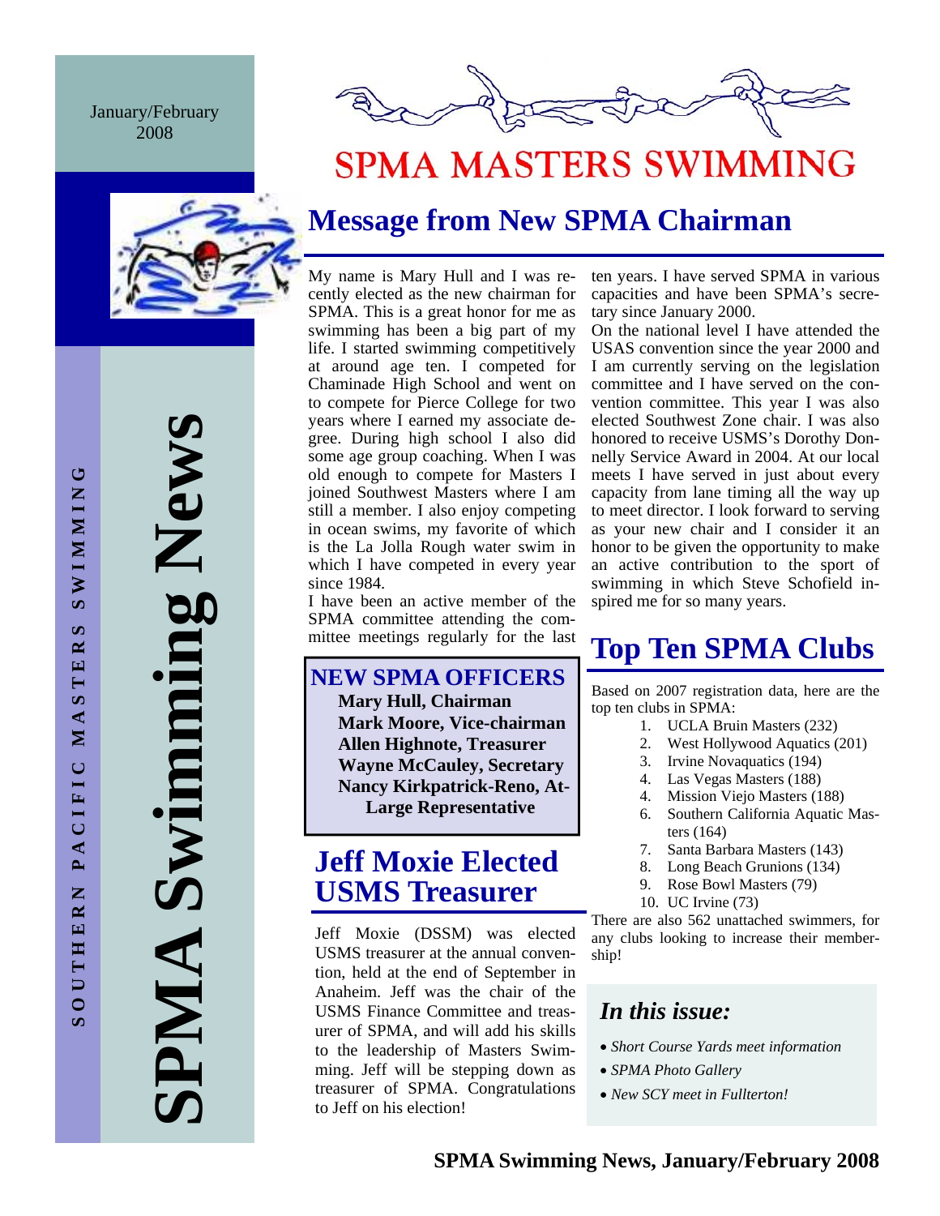January/February 2008

SOUTHERN PACIFIC MASTERS SWIMMING

# SPMA Swimming News

# SPMA MASTERS SWIMMING

## Message from New SPMA Chairman

My name is Mary Hull and I was recently elected as the new chairman for SPMA. This is a great honor for me as swimming has been a big part of my life. I started swimming competitively at around age ten. I competed for Chaminade High School and went on to compete for Pierce College for two years where I earned my associate degree. During high school I also did some age group coaching. When I was old enough to compete for Masters I joined Southwest Masters where I am still a member. I also enjoy competing in ocean swims, my favorite of which is the La Jolla Rough water swim in which I have competed in every year since 1984.

I have been an active member of the SPMA committee attending the committee meetings regularly for the last ten years. I have served SPMA in various capacities and have been SPMA's secretary since January 2000.

On the national level I have attended the USAS convention since the year 2000 and I am currently serving on the legislation committee and I have served on the convention committee. This year I was also elected Southwest Zone chair. I was also honored to receive USMS's Dorothy Donnelly Service Award in 2004. At our local meets I have served in just about every capacity from lane timing all the way up to meet director. I look forward to serving as your new chair and I consider it an honor to be given the opportunity to make an active contribution to the sport of swimming in which Steve Schofield inspired me for so many years.

### NEW SPMA OFFICERS

**Mary Hull, Chairman**
**Mark Moore, Vice-chairman**
**Allen Highnote, Treasurer**
**Wayne McCauley, Secretary**
**Nancy Kirkpatrick-Reno, At-Large Representative**

## Jeff Moxie Elected USMS Treasurer

Jeff Moxie (DSSM) was elected USMS treasurer at the annual convention, held at the end of September in Anaheim. Jeff was the chair of the USMS Finance Committee and treasurer of SPMA, and will add his skills to the leadership of Masters Swimming. Jeff will be stepping down as treasurer of SPMA. Congratulations to Jeff on his election!

## Top Ten SPMA Clubs

Based on 2007 registration data, here are the top ten clubs in SPMA:

1. UCLA Bruin Masters (232)
2. West Hollywood Aquatics (201)
3. Irvine Novaquatics (194)
4. Las Vegas Masters (188)
4. Mission Viejo Masters (188)
6. Southern California Aquatic Masters (164)
7. Santa Barbara Masters (143)
8. Long Beach Grunions (134)
9. Rose Bowl Masters (79)
10. UC Irvine (73)

There are also 562 unattached swimmers, for any clubs looking to increase their membership!

### *In this issue:*

- *Short Course Yards meet information*
- *SPMA Photo Gallery*
- *New SCY meet in Fullterton!*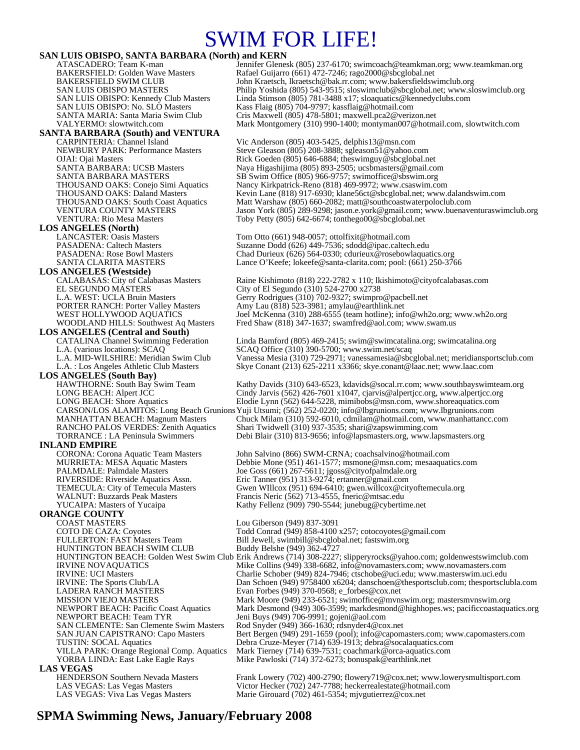# SWIM FOR LIFE!

**SAN LUIS OBISPO, SANTA BARBARA (North) and KERN**

ATASCADERO: Team K-man — Jennifer Glenesk (805) 237-6170; swimcoach@teamkman.org; www.teamkman.org
BAKERSFIELD: Golden Wave Masters — Rafael Guijarro (661) 472-7246; rago2000@sbcglobal.net
BAKERSFIELD SWIM CLUB — John Kraetsch, lkraetsch@bak.rr.com; www.bakersfieldswimclub.org
SAN LUIS OBISPO MASTERS — Philip Yoshida (805) 543-9515; sloswimclub@sbcglobal.net; www.sloswimclub.org
SAN LUIS OBISPO: Kennedy Club Masters — Linda Stimson (805) 781-3488 x17; sloaquatics@kennedyclubs.com
SAN LUIS OBISPO: No. SLO Masters — Kass Flaig (805) 704-9797; kassflaig@hotmail.com
SANTA MARIA: Santa Maria Swim Club — Cris Maxwell (805) 478-5801; maxwell.pca2@verizon.net
VALYERMO: slowtwitch.com — Mark Montgomery (310) 990-1400; montyman007@hotmail.com, slowtwitch.com

**SANTA BARBARA (South) and VENTURA**

CARPINTERIA: Channel Island — Vic Anderson (805) 403-5425, delphis13@msn.com
NEWBURY PARK: Performance Masters — Steve Gleason (805) 208-3888; sgleason51@yahoo.com
OJAI: Ojai Masters — Rick Goeden (805) 646-6884; theswimguy@sbcglobal.net
SANTA BARBARA: UCSB Masters — Naya Higashijima (805) 893-2505; ucsbmasters@gmail.com
SANTA BARBARA MASTERS — SB Swim Office (805) 966-9757; swimoffice@sbswim.org
THOUSAND OAKS: Conejo Simi Aquatics — Nancy Kirkpatrick-Reno (818) 469-9972; www.csaswim.com
THOUSAND OAKS: Daland Masters — Kevin Lane (818) 917-6930; klane56ct@sbcglobal.net; www.dalandswim.com
THOUSAND OAKS: South Coast Aquatics — Matt Warshaw (805) 660-2082; matt@southcoastwaterpoloclub.com
VENTURA COUNTY MASTERS — Jason York (805) 289-9298; jason.e.york@gmail.com; www.buenaventuraswimclub.org
VENTURA: Rio Mesa Masters — Toby Petty (805) 642-6674; tonthego00@sbcglobal.net

**LOS ANGELES (North)**

LANCASTER: Oasis Masters — Tom Otto (661) 948-0057; ottolfixit@hotmail.com
PASADENA: Caltech Masters — Suzanne Dodd (626) 449-7536; sdodd@ipac.caltech.edu
PASADENA: Rose Bowl Masters — Chad Durieux (626) 564-0330; cdurieux@rosebowlaquatics.org
SANTA CLARITA MASTERS — Lance O'Keefe; lokeefe@santa-clarita.com; pool: (661) 250-3766

**LOS ANGELES (Westside)**

CALABASAS: City of Calabasas Masters — Raine Kishimoto (818) 222-2782 x 110; lkishimoto@cityofcalabasas.com
EL SEGUNDO MASTERS — City of El Segundo (310) 524-2700 x2738
L.A. WEST: UCLA Bruin Masters — Gerry Rodrigues (310) 702-9327; swimpro@pacbell.net
PORTER RANCH: Porter Valley Masters — Amy Lau (818) 523-3981; amylau@earthlink.net
WEST HOLLYWOOD AQUATICS — Joel McKenna (310) 288-6555 (team hotline); info@wh2o.org; www.wh2o.org
WOODLAND HILLS: Southwest Aq Masters — Fred Shaw (818) 347-1637; swamfred@aol.com; www.swam.us

**LOS ANGELES (Central and South)**

CATALINA Channel Swimming Federation — Linda Bamford (805) 469-2415; swim@swimcatalina.org; swimcatalina.org
L.A. (various locations): SCAQ — SCAQ Office (310) 390-5700; www.swim.net/scaq
L.A. MID-WILSHIRE: Meridian Swim Club — Vanessa Mesia (310) 729-2971; vanessamesia@sbcglobal.net; meridiansportsclub.com
L.A. : Los Angeles Athletic Club Masters — Skye Conant (213) 625-2211 x3366; skye.conant@laac.net; www.laac.com

**LOS ANGELES (South Bay)**

HAWTHORNE: South Bay Swim Team — Kathy Davids (310) 643-6523, kdavids@socal.rr.com; www.southbayswimteam.org
LONG BEACH: Alpert JCC — Cindy Jarvis (562) 426-7601 x1047, cjarvis@alpertjcc.org, www.alpertjcc.org
LONG BEACH: Shore Aquatics — Elodie Lynn (562) 644-5228, mimibobs@msn.com, www.shoreaquatics.com
CARSON/LOS ALAMITOS: Long Beach Grunions — Yuji Utsumi; (562) 252-0220; info@lbgrunions.com; www.lbgrunions.com
MANHATTAN BEACH: Magnum Masters — Chuck Milam (310) 592-6010, cdmilam@hotmail.com, www.manhattancc.com
RANCHO PALOS VERDES: Zenith Aquatics — Shari Twidwell (310) 937-3535; shari@zapswimming.com
TORRANCE : LA Peninsula Swimmers — Debi Blair (310) 813-9656; info@lapsmasters.org, www.lapsmasters.org

**INLAND EMPIRE**

CORONA: Corona Aquatic Team Masters — John Salvino (866) SWM-CRNA; coachsalvino@hotmail.com
MURRIETA: MESA Aquatic Masters — Debbie Mone (951) 461-1577; msmone@msn.com; mesaaquatics.com
PALMDALE: Palmdale Masters — Joe Goss (661) 267-5611; jgoss@cityofpalmdale.org
RIVERSIDE: Riverside Aquatics Assn. — Eric Tanner (951) 313-9274; ertanner@gmail.com
TEMECULA: City of Temecula Masters — Gwen WIllcox (951) 694-6410; gwen.willcox@cityoftemecula.org
WALNUT: Buzzards Peak Masters — Francis Neric (562) 713-4555, fneric@mtsac.edu
YUCAIPA: Masters of Yucaipa — Kathy Fellenz (909) 790-5544; junebug@cybertime.net

**ORANGE COUNTY**

COAST MASTERS — Lou Giberson (949) 837-3091
COTO DE CAZA: Coyotes — Todd Conrad (949) 858-4100 x257; cotocoyotes@gmail.com
FULLERTON: FAST Masters Team — Bill Jewell, swimbill@sbcglobal.net; fastswim.org
HUNTINGTON BEACH SWIM CLUB — Buddy Belshe (949) 362-4727
HUNTINGTON BEACH: Golden West Swim Club — Erik Andrews (714) 308-2227; slipperyrocks@yahoo.com; goldenwestswimclub.com
IRVINE NOVAQUATICS — Mike Collins (949) 338-6682, info@novamasters.com; www.novamasters.com
IRVINE: UCI Masters — Charlie Schober (949) 824-7946; ctschobe@uci.edu; www.masterswim.uci.edu
IRVINE: The Sports Club/LA — Dan Schoen (949) 9758400 x6204; danschoen@thesportsclub.com; thesportsclubla.com
LADERA RANCH MASTERS — Evan Forbes (949) 370-0568; e_forbes@cox.net
MISSION VIEJO MASTERS — Mark Moore (949) 233-6521; swimoffice@mvnswim.org; mastersmvnswim.org
NEWPORT BEACH: Pacific Coast Aquatics — Mark Desmond (949) 306-3599; markdesmond@highhopes.ws; pacificcoastaquatics.org
NEWPORT BEACH: Team TYR — Jeni Buys (949) 706-9991; gojeni@aol.com
SAN CLEMENTE: San Clemente Swim Masters — Rod Snyder (949) 366-1630; rdsnyder4@cox.net
SAN JUAN CAPISTRANO: Capo Masters — Bert Bergen (949) 291-1659 (pool); info@capomasters.com; www.capomasters.com
TUSTIN: SOCAL Aquatics — Debra Cruze-Meyer (714) 639-1913; debra@socalaquatics.com
VILLA PARK: Orange Regional Comp. Aquatics — Mark Tierney (714) 639-7531; coachmark@orca-aquatics.com
YORBA LINDA: East Lake Eagle Rays — Mike Pawloski (714) 372-6273; bonuspak@earthlink.net

**LAS VEGAS**

HENDERSON Southern Nevada Masters — Frank Lowery (702) 400-2790; flowery719@cox.net; www.lowerysmultisport.com
LAS VEGAS: Las Vegas Masters — Victor Hecker (702) 247-7788; heckerrealestate@hotmail.com
LAS VEGAS: Viva Las Vegas Masters — Marie Girouard (702) 461-5354; mjvgutierrez@cox.net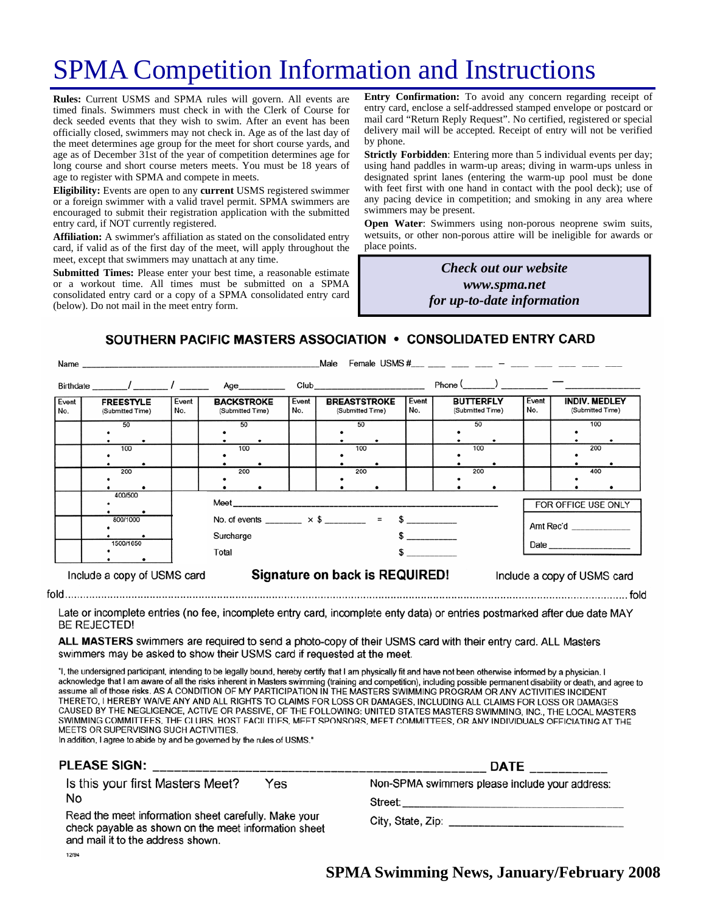// SPMA Competition Information and Instructions

**Rules:** Current USMS and SPMA rules will govern. All events are timed finals. Swimmers must check in with the Clerk of Course for deck seeded events that they wish to swim. After an event has been officially closed, swimmers may not check in. Age as of the last day of the meet determines age group for the meet for short course yards, and age as of December 31st of the year of competition determines age for long course and short course meters meets. You must be 18 years of age to register with SPMA and compete in meets.

**Eligibility:** Events are open to any **current** USMS registered swimmer or a foreign swimmer with a valid travel permit. SPMA swimmers are encouraged to submit their registration application with the submitted entry card, if NOT currently registered.

**Affiliation:** A swimmer's affiliation as stated on the consolidated entry card, if valid as of the first day of the meet, will apply throughout the meet, except that swimmers may unattach at any time.

**Submitted Times:** Please enter your best time, a reasonable estimate or a workout time. All times must be submitted on a SPMA consolidated entry card or a copy of a SPMA consolidated entry card (below). Do not mail in the meet entry form.

**Entry Confirmation:** To avoid any concern regarding receipt of entry card, enclose a self-addressed stamped envelope or postcard or mail card "Return Reply Request". No certified, registered or special delivery mail will be accepted. Receipt of entry will not be verified by phone.

**Strictly Forbidden**: Entering more than 5 individual events per day; using hand paddles in warm-up areas; diving in warm-ups unless in designated sprint lanes (entering the warm-up pool must be done with feet first with one hand in contact with the pool deck); use of any pacing device in competition; and smoking in any area where swimmers may be present.

**Open Water**: Swimmers using non-porous neoprene swim suits, wetsuits, or other non-porous attire will be ineligible for awards or place points.

***Check out our website***
***www.spma.net***
***for up-to-date information***

## SOUTHERN PACIFIC MASTERS ASSOCIATION • CONSOLIDATED ENTRY CARD

Name ______________________ Male Female USMS #___ ___ ___ ___ – ___ ___ ___ ___ ___

Birthdate ______/ ______ / ______ Age________ Club____________________ Phone (______) ________ — ____________

| Event No. | FREESTYLE (Submitted Time) | Event No. | BACKSTROKE (Submitted Time) | Event No. | BREASTSTROKE (Submitted Time) | Event No. | BUTTERFLY (Submitted Time) | Event No. | INDIV. MEDLEY (Submitted Time) |
|---|---|---|---|---|---|---|---|---|---|
| | 50 | | 50 | | 50 | | 50 | | 100 |
| | 100 | | 100 | | 100 | | 100 | | 200 |
| | 200 | | 200 | | 200 | | 200 | | 400 |
| | 400/500 | | | | | | | | |
| | 800/1000 | | | | | | | | |
| | 1500/1650 | | | | | | | | |

Meet ________________________________________

No. of events _______ × $ ________ = $ _________

Surcharge $ _________

Total $ _________

FOR OFFICE USE ONLY
Amt Rec'd ___________
Date ______________

Include a copy of USMS card **Signature on back is REQUIRED!** Include a copy of USMS card

fold ........................................................................................................ fold

Late or incomplete entries (no fee, incomplete entry card, incomplete enty data) or entries postmarked after due date MAY BE REJECTED!

**ALL MASTERS** swimmers are required to send a photo-copy of their USMS card with their entry card. ALL Masters swimmers may be asked to show their USMS card if requested at the meet.

"I, the undersigned participant, intending to be legally bound, hereby certify that I am physically fit and have not been otherwise informed by a physician. I acknowledge that I am aware of all the risks inherent in Masters swimming (training and competition), including possible permanent disability or death, and agree to assume all of those risks. AS A CONDITION OF MY PARTICIPATION IN THE MASTERS SWIMMING PROGRAM OR ANY ACTIVITIES INCIDENT THERETO, I HEREBY WAIVE ANY AND ALL RIGHTS TO CLAIMS FOR LOSS OR DAMAGES, INCLUDING ALL CLAIMS FOR LOSS OR DAMAGES CAUSED BY THE NEGLIGENCE, ACTIVE OR PASSIVE, OF THE FOLLOWING: UNITED STATES MASTERS SWIMMING, INC., THE LOCAL MASTERS SWIMMING COMMITTEES, THE CLUBS, HOST FACILITIES, MEET SPONSORS, MEET COMMITTEES, OR ANY INDIVIDUALS OFFICIATING AT THE MEETS OR SUPERVISING SUCH ACTIVITIES.
In addition, I agree to abide by and be governed by the rules of USMS."

**PLEASE SIGN:** ________________________________ **DATE** __________

Is this your first Masters Meet? Yes No

Read the meet information sheet carefully. Make your check payable as shown on the meet information sheet and mail it to the address shown.

Non-SPMA swimmers please include your address:

Street: ______________________________

City, State, Zip: ______________________

12/94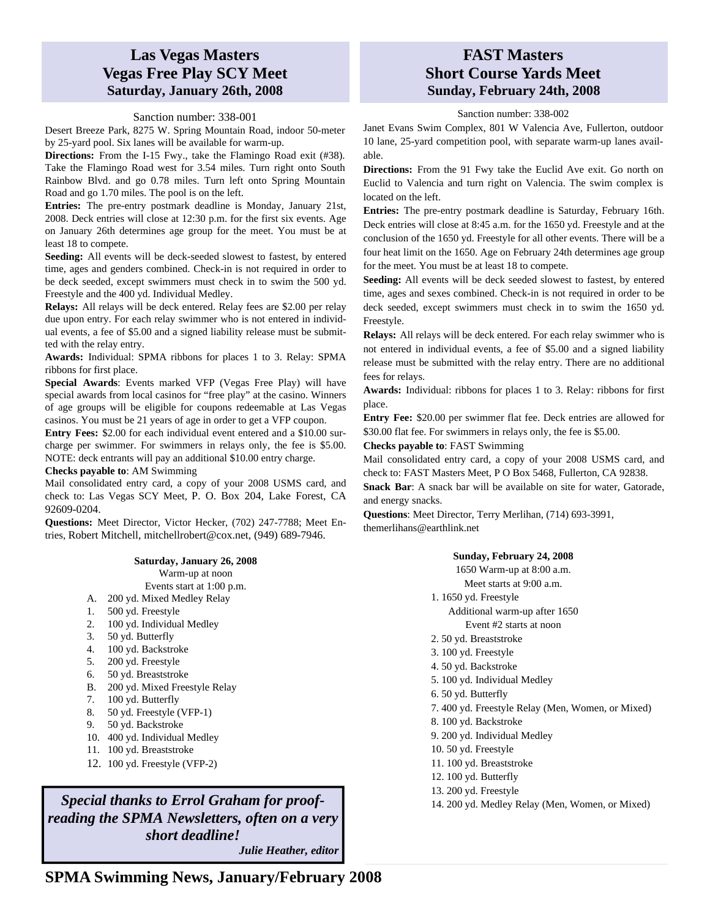## Las Vegas Masters
## Vegas Free Play SCY Meet
### Saturday, January 26th, 2008

Sanction number: 338-001

Desert Breeze Park, 8275 W. Spring Mountain Road, indoor 50-meter by 25-yard pool. Six lanes will be available for warm-up.

**Directions:** From the I-15 Fwy., take the Flamingo Road exit (#38). Take the Flamingo Road west for 3.54 miles. Turn right onto South Rainbow Blvd. and go 0.78 miles. Turn left onto Spring Mountain Road and go 1.70 miles. The pool is on the left.

**Entries:** The pre-entry postmark deadline is Monday, January 21st, 2008. Deck entries will close at 12:30 p.m. for the first six events. Age on January 26th determines age group for the meet. You must be at least 18 to compete.

**Seeding:** All events will be deck-seeded slowest to fastest, by entered time, ages and genders combined. Check-in is not required in order to be deck seeded, except swimmers must check in to swim the 500 yd. Freestyle and the 400 yd. Individual Medley.

**Relays:** All relays will be deck entered. Relay fees are $2.00 per relay due upon entry. For each relay swimmer who is not entered in individual events, a fee of $5.00 and a signed liability release must be submitted with the relay entry.

**Awards:** Individual: SPMA ribbons for places 1 to 3. Relay: SPMA ribbons for first place.

**Special Awards**: Events marked VFP (Vegas Free Play) will have special awards from local casinos for "free play" at the casino. Winners of age groups will be eligible for coupons redeemable at Las Vegas casinos. You must be 21 years of age in order to get a VFP coupon.

**Entry Fees:** $2.00 for each individual event entered and a $10.00 surcharge per swimmer. For swimmers in relays only, the fee is $5.00. NOTE: deck entrants will pay an additional $10.00 entry charge.

**Checks payable to**: AM Swimming

Mail consolidated entry card, a copy of your 2008 USMS card, and check to: Las Vegas SCY Meet, P. O. Box 204, Lake Forest, CA 92609-0204.

**Questions:** Meet Director, Victor Hecker, (702) 247-7788; Meet Entries, Robert Mitchell, mitchellrobert@cox.net, (949) 689-7946.

**Saturday, January 26, 2008**

Warm-up at noon

Events start at 1:00 p.m.

- A. 200 yd. Mixed Medley Relay
- 1. 500 yd. Freestyle
- 2. 100 yd. Individual Medley
- 3. 50 yd. Butterfly
- 4. 100 yd. Backstroke
- 5. 200 yd. Freestyle
- 6. 50 yd. Breaststroke
- B. 200 yd. Mixed Freestyle Relay
- 7. 100 yd. Butterfly
- 8. 50 yd. Freestyle (VFP-1)
- 9. 50 yd. Backstroke
- 10. 400 yd. Individual Medley
- 11. 100 yd. Breaststroke
- 12. 100 yd. Freestyle (VFP-2)

***Special thanks to Errol Graham for proof-reading the SPMA Newsletters, often on a very short deadline!***

***Julie Heather, editor***

## FAST Masters
## Short Course Yards Meet
### Sunday, February 24th, 2008

Sanction number: 338-002

Janet Evans Swim Complex, 801 W Valencia Ave, Fullerton, outdoor 10 lane, 25-yard competition pool, with separate warm-up lanes available.

**Directions:** From the 91 Fwy take the Euclid Ave exit. Go north on Euclid to Valencia and turn right on Valencia. The swim complex is located on the left.

**Entries:** The pre-entry postmark deadline is Saturday, February 16th. Deck entries will close at 8:45 a.m. for the 1650 yd. Freestyle and at the conclusion of the 1650 yd. Freestyle for all other events. There will be a four heat limit on the 1650. Age on February 24th determines age group for the meet. You must be at least 18 to compete.

**Seeding:** All events will be deck seeded slowest to fastest, by entered time, ages and sexes combined. Check-in is not required in order to be deck seeded, except swimmers must check in to swim the 1650 yd. Freestyle.

**Relays:** All relays will be deck entered. For each relay swimmer who is not entered in individual events, a fee of $5.00 and a signed liability release must be submitted with the relay entry. There are no additional fees for relays.

**Awards:** Individual: ribbons for places 1 to 3. Relay: ribbons for first place.

**Entry Fee:** $20.00 per swimmer flat fee. Deck entries are allowed for $30.00 flat fee. For swimmers in relays only, the fee is $5.00.

**Checks payable to**: FAST Swimming

Mail consolidated entry card, a copy of your 2008 USMS card, and check to: FAST Masters Meet, P O Box 5468, Fullerton, CA 92838.

**Snack Bar**: A snack bar will be available on site for water, Gatorade, and energy snacks.

**Questions**: Meet Director, Terry Merlihan, (714) 693-3991, themerlihans@earthlink.net

**Sunday, February 24, 2008**

1650 Warm-up at 8:00 a.m.

Meet starts at 9:00 a.m.

1. 1650 yd. Freestyle

   Additional warm-up after 1650

   Event #2 starts at noon

2. 50 yd. Breaststroke
3. 100 yd. Freestyle
4. 50 yd. Backstroke
5. 100 yd. Individual Medley
6. 50 yd. Butterfly
7. 400 yd. Freestyle Relay (Men, Women, or Mixed)
8. 100 yd. Backstroke
9. 200 yd. Individual Medley
10. 50 yd. Freestyle
11. 100 yd. Breaststroke
12. 100 yd. Butterfly
13. 200 yd. Freestyle
14. 200 yd. Medley Relay (Men, Women, or Mixed)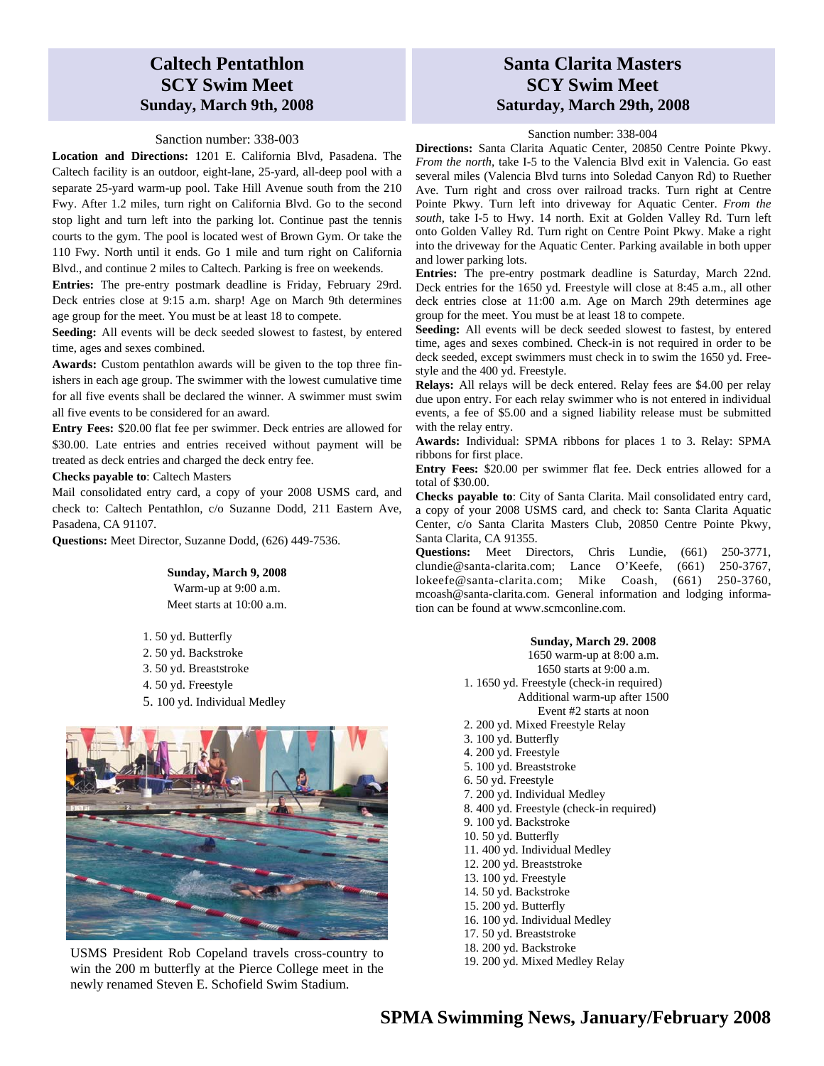# Caltech Pentathlon SCY Swim Meet
## Sunday, March 9th, 2008

Sanction number: 338-003

**Location and Directions:** 1201 E. California Blvd, Pasadena. The Caltech facility is an outdoor, eight-lane, 25-yard, all-deep pool with a separate 25-yard warm-up pool. Take Hill Avenue south from the 210 Fwy. After 1.2 miles, turn right on California Blvd. Go to the second stop light and turn left into the parking lot. Continue past the tennis courts to the gym. The pool is located west of Brown Gym. Or take the 110 Fwy. North until it ends. Go 1 mile and turn right on California Blvd., and continue 2 miles to Caltech. Parking is free on weekends.

**Entries:** The pre-entry postmark deadline is Friday, February 29rd. Deck entries close at 9:15 a.m. sharp! Age on March 9th determines age group for the meet. You must be at least 18 to compete.

**Seeding:** All events will be deck seeded slowest to fastest, by entered time, ages and sexes combined.

**Awards:** Custom pentathlon awards will be given to the top three finishers in each age group. The swimmer with the lowest cumulative time for all five events shall be declared the winner. A swimmer must swim all five events to be considered for an award.

**Entry Fees:** $20.00 flat fee per swimmer. Deck entries are allowed for $30.00. Late entries and entries received without payment will be treated as deck entries and charged the deck entry fee.

**Checks payable to**: Caltech Masters

Mail consolidated entry card, a copy of your 2008 USMS card, and check to: Caltech Pentathlon, c/o Suzanne Dodd, 211 Eastern Ave, Pasadena, CA 91107.

**Questions:** Meet Director, Suzanne Dodd, (626) 449-7536.

**Sunday, March 9, 2008**
Warm-up at 9:00 a.m.
Meet starts at 10:00 a.m.

1. 50 yd. Butterfly
2. 50 yd. Backstroke
3. 50 yd. Breaststroke
4. 50 yd. Freestyle
5. 100 yd. Individual Medley

USMS President Rob Copeland travels cross-country to win the 200 m butterfly at the Pierce College meet in the newly renamed Steven E. Schofield Swim Stadium.

# Santa Clarita Masters SCY Swim Meet
## Saturday, March 29th, 2008

Sanction number: 338-004

**Directions:** Santa Clarita Aquatic Center, 20850 Centre Pointe Pkwy. *From the north*, take I-5 to the Valencia Blvd exit in Valencia. Go east several miles (Valencia Blvd turns into Soledad Canyon Rd) to Ruether Ave. Turn right and cross over railroad tracks. Turn right at Centre Pointe Pkwy. Turn left into driveway for Aquatic Center. *From the south*, take I-5 to Hwy. 14 north. Exit at Golden Valley Rd. Turn left onto Golden Valley Rd. Turn right on Centre Point Pkwy. Make a right into the driveway for the Aquatic Center. Parking available in both upper and lower parking lots.

**Entries:** The pre-entry postmark deadline is Saturday, March 22nd. Deck entries for the 1650 yd. Freestyle will close at 8:45 a.m., all other deck entries close at 11:00 a.m. Age on March 29th determines age group for the meet. You must be at least 18 to compete.

**Seeding:** All events will be deck seeded slowest to fastest, by entered time, ages and sexes combined. Check-in is not required in order to be deck seeded, except swimmers must check in to swim the 1650 yd. Freestyle and the 400 yd. Freestyle.

**Relays:** All relays will be deck entered. Relay fees are $4.00 per relay due upon entry. For each relay swimmer who is not entered in individual events, a fee of $5.00 and a signed liability release must be submitted with the relay entry.

**Awards:** Individual: SPMA ribbons for places 1 to 3. Relay: SPMA ribbons for first place.

**Entry Fees:** $20.00 per swimmer flat fee. Deck entries allowed for a total of $30.00.

**Checks payable to**: City of Santa Clarita. Mail consolidated entry card, a copy of your 2008 USMS card, and check to: Santa Clarita Aquatic Center, c/o Santa Clarita Masters Club, 20850 Centre Pointe Pkwy, Santa Clarita, CA 91355.

**Questions:** Meet Directors, Chris Lundie, (661) 250-3771, clundie@santa-clarita.com; Lance O'Keefe, (661) 250-3767, lokeefe@santa-clarita.com; Mike Coash, (661) 250-3760, mcoash@santa-clarita.com. General information and lodging information can be found at www.scmconline.com.

**Sunday, March 29. 2008**
1650 warm-up at 8:00 a.m.
1650 starts at 9:00 a.m.

1. 1650 yd. Freestyle (check-in required)
   Additional warm-up after 1500
   Event #2 starts at noon
2. 200 yd. Mixed Freestyle Relay
3. 100 yd. Butterfly
4. 200 yd. Freestyle
5. 100 yd. Breaststroke
6. 50 yd. Freestyle
7. 200 yd. Individual Medley
8. 400 yd. Freestyle (check-in required)
9. 100 yd. Backstroke
10. 50 yd. Butterfly
11. 400 yd. Individual Medley
12. 200 yd. Breaststroke
13. 100 yd. Freestyle
14. 50 yd. Backstroke
15. 200 yd. Butterfly
16. 100 yd. Individual Medley
17. 50 yd. Breaststroke
18. 200 yd. Backstroke
19. 200 yd. Mixed Medley Relay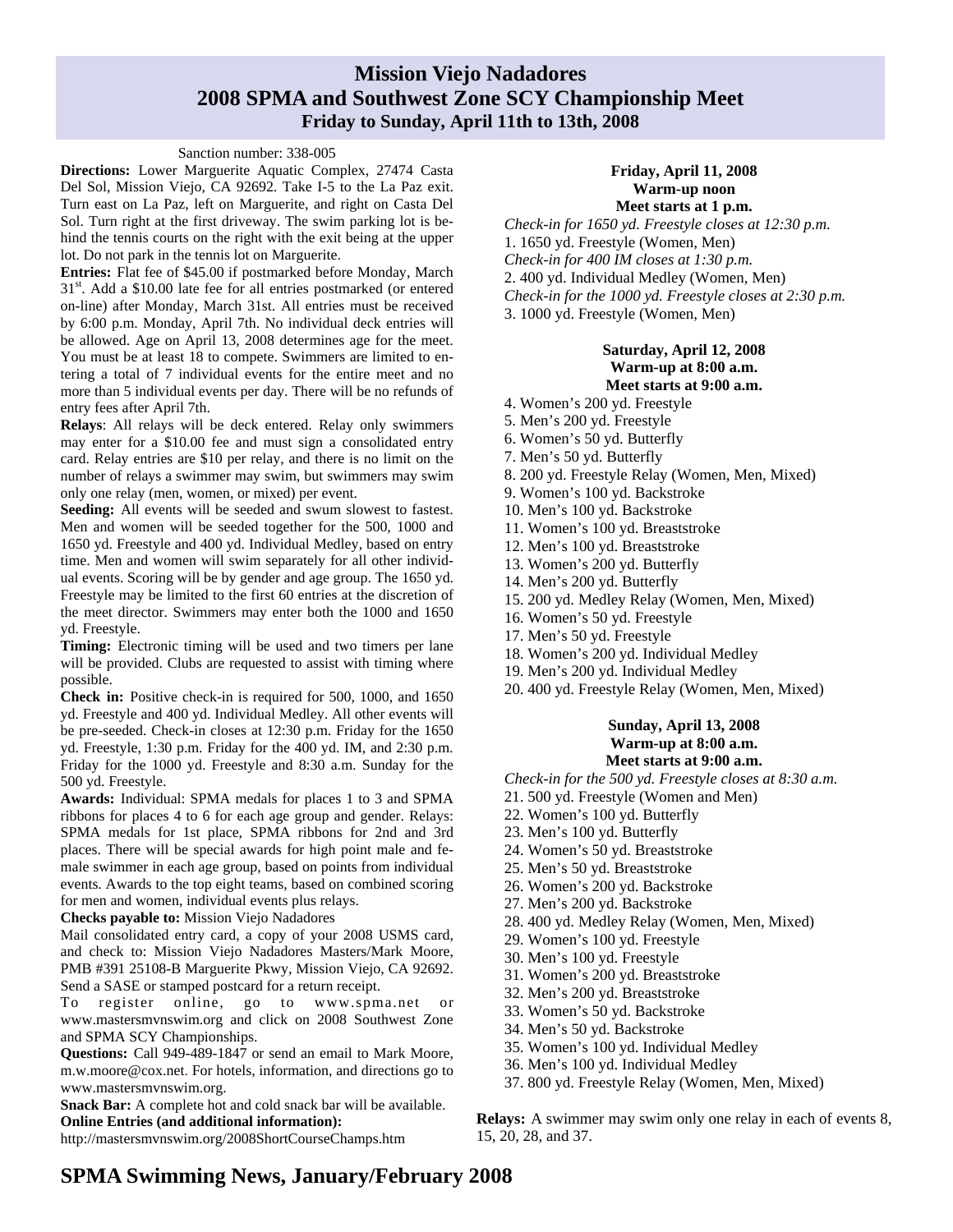# Mission Viejo Nadadores
## 2008 SPMA and Southwest Zone SCY Championship Meet
### Friday to Sunday, April 11th to 13th, 2008

Sanction number: 338-005

**Directions:** Lower Marguerite Aquatic Complex, 27474 Casta Del Sol, Mission Viejo, CA 92692. Take I-5 to the La Paz exit. Turn east on La Paz, left on Marguerite, and right on Casta Del Sol. Turn right at the first driveway. The swim parking lot is behind the tennis courts on the right with the exit being at the upper lot. Do not park in the tennis lot on Marguerite.

**Entries:** Flat fee of $45.00 if postmarked before Monday, March 31st. Add a $10.00 late fee for all entries postmarked (or entered on-line) after Monday, March 31st. All entries must be received by 6:00 p.m. Monday, April 7th. No individual deck entries will be allowed. Age on April 13, 2008 determines age for the meet. You must be at least 18 to compete. Swimmers are limited to entering a total of 7 individual events for the entire meet and no more than 5 individual events per day. There will be no refunds of entry fees after April 7th.

**Relays**: All relays will be deck entered. Relay only swimmers may enter for a $10.00 fee and must sign a consolidated entry card. Relay entries are $10 per relay, and there is no limit on the number of relays a swimmer may swim, but swimmers may swim only one relay (men, women, or mixed) per event.

**Seeding:** All events will be seeded and swum slowest to fastest. Men and women will be seeded together for the 500, 1000 and 1650 yd. Freestyle and 400 yd. Individual Medley, based on entry time. Men and women will swim separately for all other individual events. Scoring will be by gender and age group. The 1650 yd. Freestyle may be limited to the first 60 entries at the discretion of the meet director. Swimmers may enter both the 1000 and 1650 yd. Freestyle.

**Timing:** Electronic timing will be used and two timers per lane will be provided. Clubs are requested to assist with timing where possible.

**Check in:** Positive check-in is required for 500, 1000, and 1650 yd. Freestyle and 400 yd. Individual Medley. All other events will be pre-seeded. Check-in closes at 12:30 p.m. Friday for the 1650 yd. Freestyle, 1:30 p.m. Friday for the 400 yd. IM, and 2:30 p.m. Friday for the 1000 yd. Freestyle and 8:30 a.m. Sunday for the 500 yd. Freestyle.

**Awards:** Individual: SPMA medals for places 1 to 3 and SPMA ribbons for places 4 to 6 for each age group and gender. Relays: SPMA medals for 1st place, SPMA ribbons for 2nd and 3rd places. There will be special awards for high point male and female swimmer in each age group, based on points from individual events. Awards to the top eight teams, based on combined scoring for men and women, individual events plus relays.

**Checks payable to:** Mission Viejo Nadadores

Mail consolidated entry card, a copy of your 2008 USMS card, and check to: Mission Viejo Nadadores Masters/Mark Moore, PMB #391 25108-B Marguerite Pkwy, Mission Viejo, CA 92692. Send a SASE or stamped postcard for a return receipt.

To register online, go to www.spma.net or www.mastersmvnswim.org and click on 2008 Southwest Zone and SPMA SCY Championships.

**Questions:** Call 949-489-1847 or send an email to Mark Moore, m.w.moore@cox.net. For hotels, information, and directions go to www.mastersmvnswim.org.

**Snack Bar:** A complete hot and cold snack bar will be available.

**Online Entries (and additional information):**
http://mastersmvnswim.org/2008ShortCourseChamps.htm

**Friday, April 11, 2008**
**Warm-up noon**
**Meet starts at 1 p.m.**

*Check-in for 1650 yd. Freestyle closes at 12:30 p.m.*
1. 1650 yd. Freestyle (Women, Men)
*Check-in for 400 IM closes at 1:30 p.m.*
2. 400 yd. Individual Medley (Women, Men)
*Check-in for the 1000 yd. Freestyle closes at 2:30 p.m.*
3. 1000 yd. Freestyle (Women, Men)

**Saturday, April 12, 2008**
**Warm-up at 8:00 a.m.**
**Meet starts at 9:00 a.m.**

4. Women's 200 yd. Freestyle
5. Men's 200 yd. Freestyle
6. Women's 50 yd. Butterfly
7. Men's 50 yd. Butterfly
8. 200 yd. Freestyle Relay (Women, Men, Mixed)
9. Women's 100 yd. Backstroke
10. Men's 100 yd. Backstroke
11. Women's 100 yd. Breaststroke
12. Men's 100 yd. Breaststroke
13. Women's 200 yd. Butterfly
14. Men's 200 yd. Butterfly
15. 200 yd. Medley Relay (Women, Men, Mixed)
16. Women's 50 yd. Freestyle
17. Men's 50 yd. Freestyle
18. Women's 200 yd. Individual Medley
19. Men's 200 yd. Individual Medley
20. 400 yd. Freestyle Relay (Women, Men, Mixed)

**Sunday, April 13, 2008**
**Warm-up at 8:00 a.m.**
**Meet starts at 9:00 a.m.**

*Check-in for the 500 yd. Freestyle closes at 8:30 a.m.*
21. 500 yd. Freestyle (Women and Men)
22. Women's 100 yd. Butterfly
23. Men's 100 yd. Butterfly
24. Women's 50 yd. Breaststroke
25. Men's 50 yd. Breaststroke
26. Women's 200 yd. Backstroke
27. Men's 200 yd. Backstroke
28. 400 yd. Medley Relay (Women, Men, Mixed)
29. Women's 100 yd. Freestyle
30. Men's 100 yd. Freestyle
31. Women's 200 yd. Breaststroke
32. Men's 200 yd. Breaststroke
33. Women's 50 yd. Backstroke
34. Men's 50 yd. Backstroke
35. Women's 100 yd. Individual Medley
36. Men's 100 yd. Individual Medley
37. 800 yd. Freestyle Relay (Women, Men, Mixed)

**Relays:** A swimmer may swim only one relay in each of events 8, 15, 20, 28, and 37.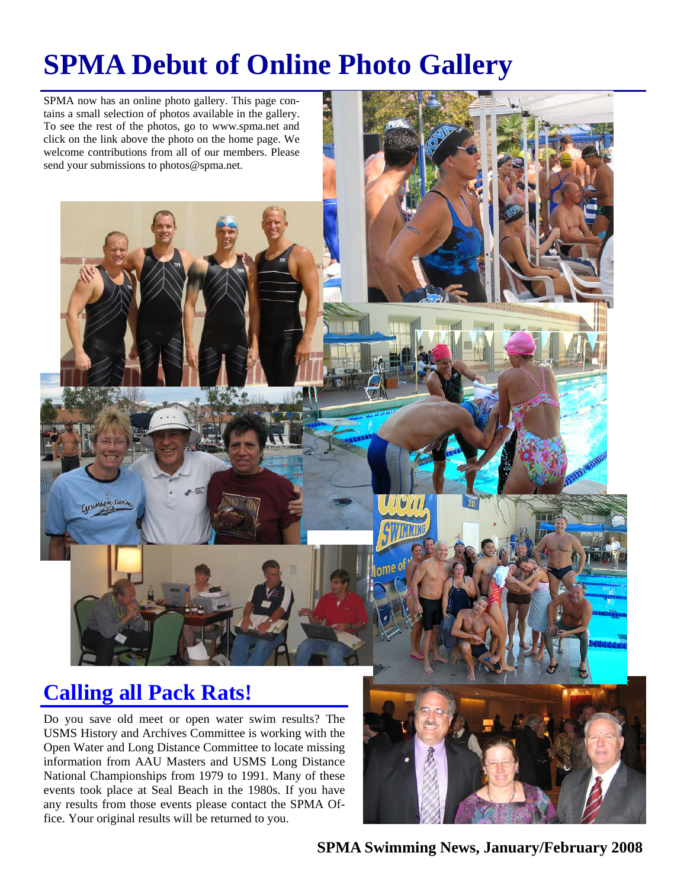# SPMA Debut of Online Photo Gallery

SPMA now has an online photo gallery. This page contains a small selection of photos available in the gallery. To see the rest of the photos, go to www.spma.net and click on the link above the photo on the home page. We welcome contributions from all of our members. Please send your submissions to photos@spma.net.

## Calling all Pack Rats!

Do you save old meet or open water swim results? The USMS History and Archives Committee is working with the Open Water and Long Distance Committee to locate missing information from AAU Masters and USMS Long Distance National Championships from 1979 to 1991. Many of these events took place at Seal Beach in the 1980s. If you have any results from those events please contact the SPMA Office. Your original results will be returned to you.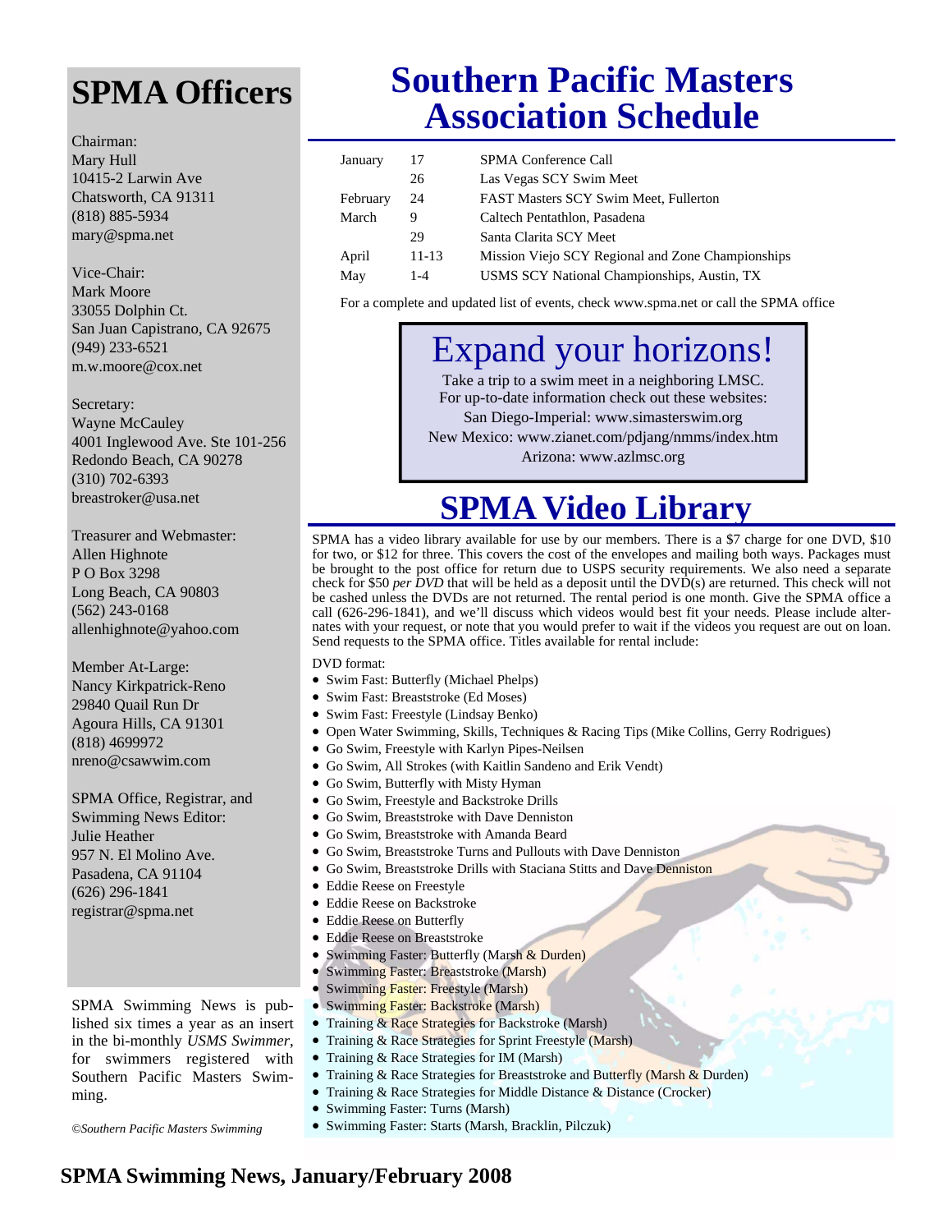# SPMA Officers

Chairman:
Mary Hull
10415-2 Larwin Ave
Chatsworth, CA 91311
(818) 885-5934
mary@spma.net

Vice-Chair:
Mark Moore
33055 Dolphin Ct.
San Juan Capistrano, CA 92675
(949) 233-6521
m.w.moore@cox.net

Secretary:
Wayne McCauley
4001 Inglewood Ave. Ste 101-256
Redondo Beach, CA 90278
(310) 702-6393
breastroker@usa.net

Treasurer and Webmaster:
Allen Highnote
P O Box 3298
Long Beach, CA 90803
(562) 243-0168
allenhighnote@yahoo.com

Member At-Large:
Nancy Kirkpatrick-Reno
29840 Quail Run Dr
Agoura Hills, CA 91301
(818) 4699972
nreno@csawwim.com

SPMA Office, Registrar, and Swimming News Editor:
Julie Heather
957 N. El Molino Ave.
Pasadena, CA 91104
(626) 296-1841
registrar@spma.net

SPMA Swimming News is published six times a year as an insert in the bi-monthly *USMS Swimmer*, for swimmers registered with Southern Pacific Masters Swimming.

*©Southern Pacific Masters Swimming*

# Southern Pacific Masters Association Schedule

| | | |
|---|---|---|
| January | 17 | SPMA Conference Call |
| | 26 | Las Vegas SCY Swim Meet |
| February | 24 | FAST Masters SCY Swim Meet, Fullerton |
| March | 9 | Caltech Pentathlon, Pasadena |
| | 29 | Santa Clarita SCY Meet |
| April | 11-13 | Mission Viejo SCY Regional and Zone Championships |
| May | 1-4 | USMS SCY National Championships, Austin, TX |

For a complete and updated list of events, check www.spma.net or call the SPMA office

## Expand your horizons!

Take a trip to a swim meet in a neighboring LMSC.
For up-to-date information check out these websites:
San Diego-Imperial: www.simasterswim.org
New Mexico: www.zianet.com/pdjang/nmms/index.htm
Arizona: www.azlmsc.org

# SPMA Video Library

SPMA has a video library available for use by our members. There is a $7 charge for one DVD, $10 for two, or $12 for three. This covers the cost of the envelopes and mailing both ways. Packages must be brought to the post office for return due to USPS security requirements. We also need a separate check for $50 *per DVD* that will be held as a deposit until the DVD(s) are returned. This check will not be cashed unless the DVDs are not returned. The rental period is one month. Give the SPMA office a call (626-296-1841), and we'll discuss which videos would best fit your needs. Please include alternates with your request, or note that you would prefer to wait if the videos you request are out on loan. Send requests to the SPMA office. Titles available for rental include:

DVD format:

- Swim Fast: Butterfly (Michael Phelps)
- Swim Fast: Breaststroke (Ed Moses)
- Swim Fast: Freestyle (Lindsay Benko)
- Open Water Swimming, Skills, Techniques & Racing Tips (Mike Collins, Gerry Rodrigues)
- Go Swim, Freestyle with Karlyn Pipes-Neilsen
- Go Swim, All Strokes (with Kaitlin Sandeno and Erik Vendt)
- Go Swim, Butterfly with Misty Hyman
- Go Swim, Freestyle and Backstroke Drills
- Go Swim, Breaststroke with Dave Denniston
- Go Swim, Breaststroke with Amanda Beard
- Go Swim, Breaststroke Turns and Pullouts with Dave Denniston
- Go Swim, Breaststroke Drills with Staciana Stitts and Dave Denniston
- Eddie Reese on Freestyle
- Eddie Reese on Backstroke
- Eddie Reese on Butterfly
- Eddie Reese on Breaststroke
- Swimming Faster: Butterfly (Marsh & Durden)
- Swimming Faster: Breaststroke (Marsh)
- Swimming Faster: Freestyle (Marsh)
- Swimming Faster: Backstroke (Marsh)
- Training & Race Strategies for Backstroke (Marsh)
- Training & Race Strategies for Sprint Freestyle (Marsh)
- Training & Race Strategies for IM (Marsh)
- Training & Race Strategies for Breaststroke and Butterfly (Marsh & Durden)
- Training & Race Strategies for Middle Distance & Distance (Crocker)
- Swimming Faster: Turns (Marsh)
- Swimming Faster: Starts (Marsh, Bracklin, Pilczuk)

**SPMA Swimming News, January/February 2008**